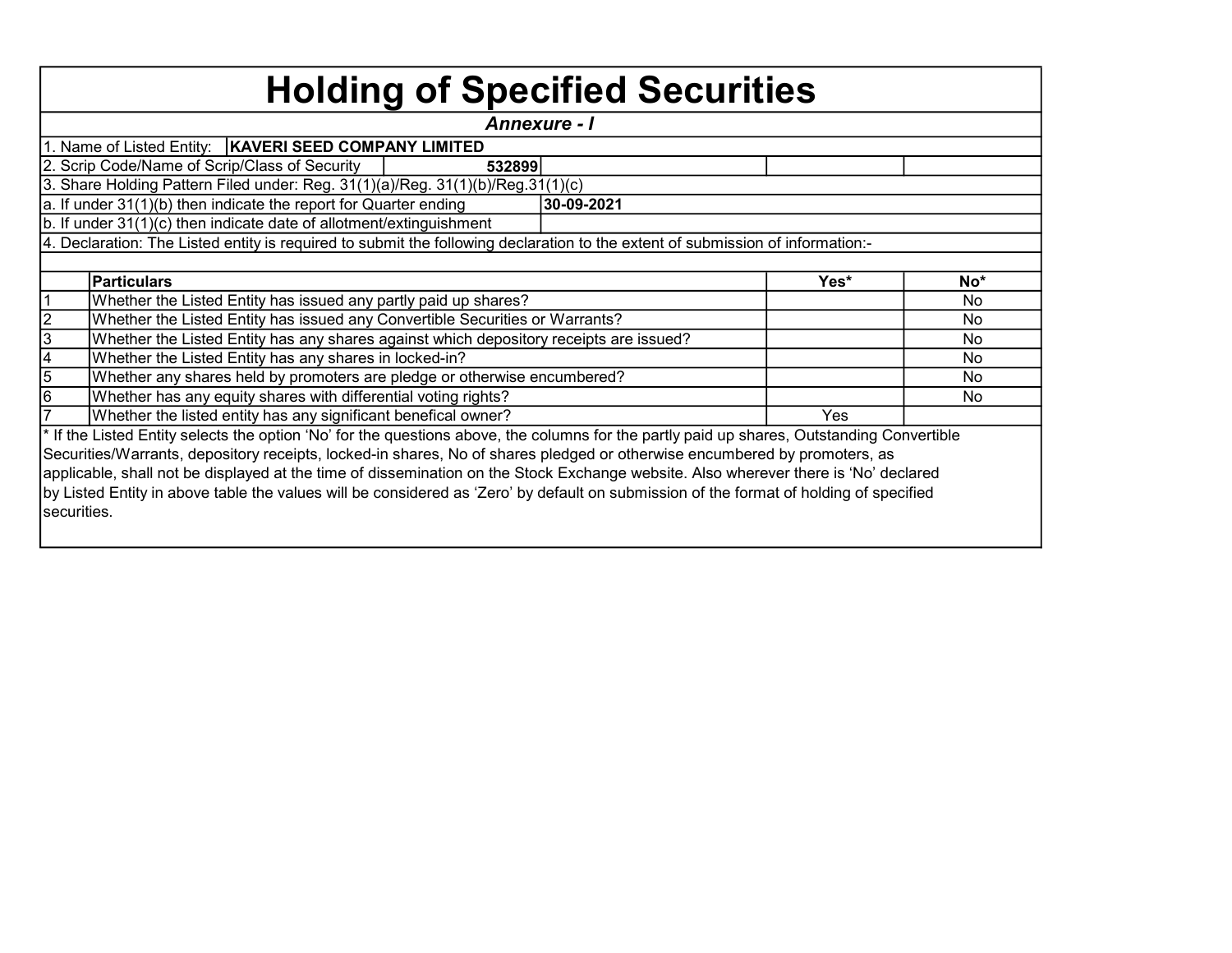# Holding of Specified Securities

***Annexure - I***

1. Name of Listed Entity: **KAVERI SEED COMPANY LIMITED**
2. Scrip Code/Name of Scrip/Class of Security: **532899**
3. Share Holding Pattern Filed under: Reg. 31(1)(a)/Reg. 31(1)(b)/Reg.31(1)(c)

a. If under 31(1)(b) then indicate the report for Quarter ending: **30-09-2021**

b. If under 31(1)(c) then indicate date of allotment/extinguishment

4. Declaration: The Listed entity is required to submit the following declaration to the extent of submission of information:-

| | Particulars | Yes* | No* |
|---|---|---|---|
| 1 | Whether the Listed Entity has issued any partly paid up shares? | | No |
| 2 | Whether the Listed Entity has issued any Convertible Securities or Warrants? | | No |
| 3 | Whether the Listed Entity has any shares against which depository receipts are issued? | | No |
| 4 | Whether the Listed Entity has any shares in locked-in? | | No |
| 5 | Whether any shares held by promoters are pledge or otherwise encumbered? | | No |
| 6 | Whether has any equity shares with differential voting rights? | | No |
| 7 | Whether the listed entity has any significant benefical owner? | Yes | |

* If the Listed Entity selects the option 'No' for the questions above, the columns for the partly paid up shares, Outstanding Convertible Securities/Warrants, depository receipts, locked-in shares, No of shares pledged or otherwise encumbered by promoters, as applicable, shall not be displayed at the time of dissemination on the Stock Exchange website. Also wherever there is 'No' declared by Listed Entity in above table the values will be considered as 'Zero' by default on submission of the format of holding of specified securities.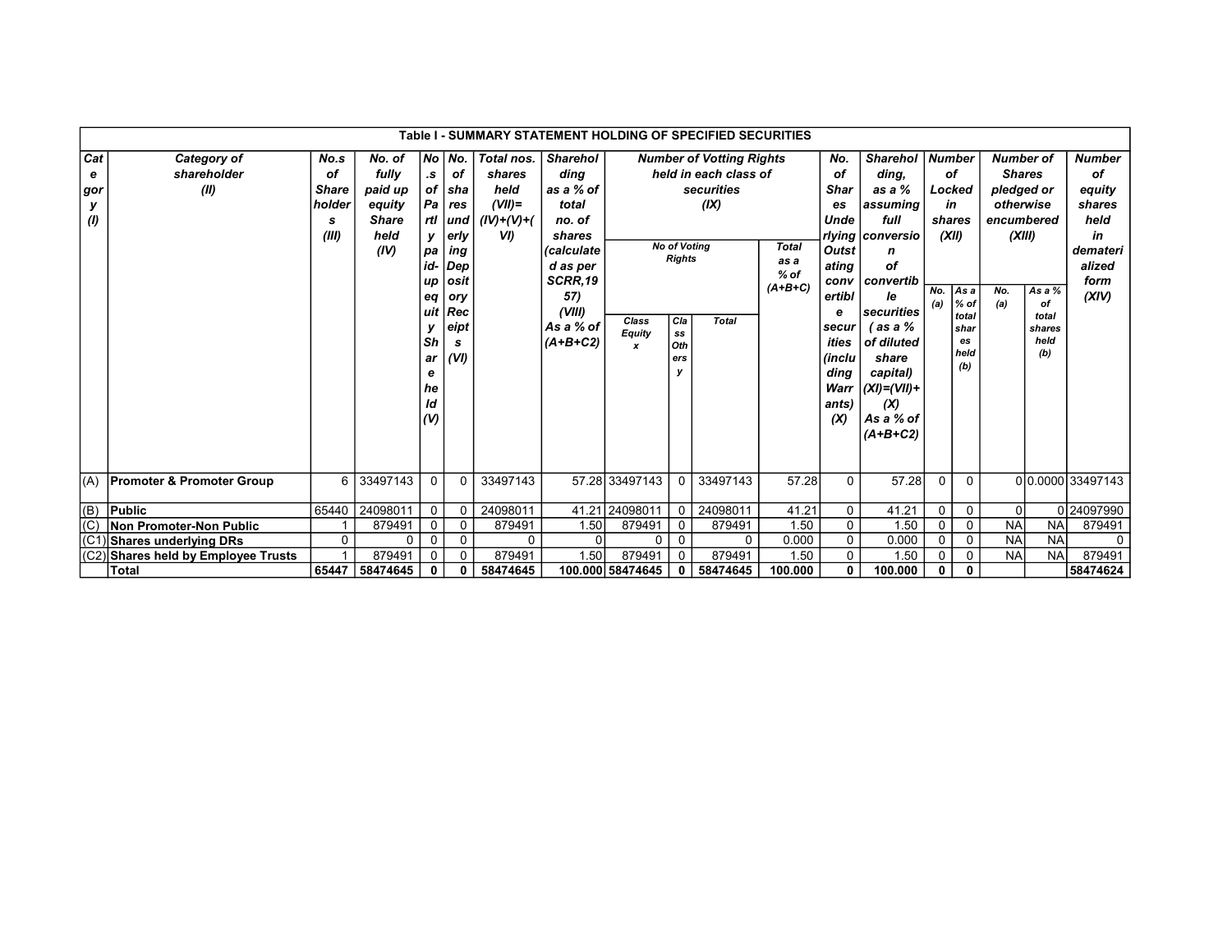**Table I - SUMMARY STATEMENT HOLDING OF SPECIFIED SECURITIES**

| Category (I) | Category of shareholder (II) | No.s of Shareholders (III) | No. of fully paid up equity Share held (IV) | No. of Partly paid-up equity Share held (V) | No. of shares underlying Depository Receipts (VI) | Total nos. shares held (VII)= (IV)+(V)+(VI) | Shareholding as a % of total no. of shares (calculated as per SCRR,1957) (VIII) As a % of (A+B+C2) | Number of Votting Rights held in each class of securities (IX) | | | | No. of Shares Underlying Outstating convertible securities (including Warrants) (X) | Shareholding, as a % assuming full conversion of convertible securities ( as a % of diluted share capital) (XI)=(VII)+(X) As a % of (A+B+C2) | Number of Locked in shares (XII) | | Number of Shares pledged or otherwise encumbered (XIII) | | Number of equity shares held in dematerialized form (XIV) |
|---|---|---|---|---|---|---|---|---|---|---|---|---|---|---|---|---|---|---|
| | | | | | | | | No of Voting Rights | | | Total as a % of (A+B+C) | | | No. (a) | As a % of total shares held (b) | No. (a) | As a % of total shares held (b) | |
| | | | | | | | | Class Equity x | Class Others y | Total | | | | | | | | |
| (A) | **Promoter & Promoter Group** | 6 | 33497143 | 0 | 0 | 33497143 | 57.28 | 33497143 | 0 | 33497143 | 57.28 | 0 | 57.28 | 0 | 0 | 0 | 0.0000 | 33497143 |
| (B) | **Public** | 65440 | 24098011 | 0 | 0 | 24098011 | 41.21 | 24098011 | 0 | 24098011 | 41.21 | 0 | 41.21 | 0 | 0 | 0 | 0 | 24097990 |
| (C) | **Non Promoter-Non Public** | 1 | 879491 | 0 | 0 | 879491 | 1.50 | 879491 | 0 | 879491 | 1.50 | 0 | 1.50 | 0 | 0 | NA | NA | 879491 |
| (C1) | **Shares underlying DRs** | 0 | 0 | 0 | 0 | 0 | 0 | 0 | 0 | 0 | 0.000 | 0 | 0.000 | 0 | 0 | NA | NA | 0 |
| (C2) | **Shares held by Employee Trusts** | 1 | 879491 | 0 | 0 | 879491 | 1.50 | 879491 | 0 | 879491 | 1.50 | 0 | 1.50 | 0 | 0 | NA | NA | 879491 |
| | **Total** | **65447** | **58474645** | **0** | **0** | **58474645** | **100.000** | **58474645** | **0** | **58474645** | **100.000** | **0** | **100.000** | **0** | **0** | | | **58474624** |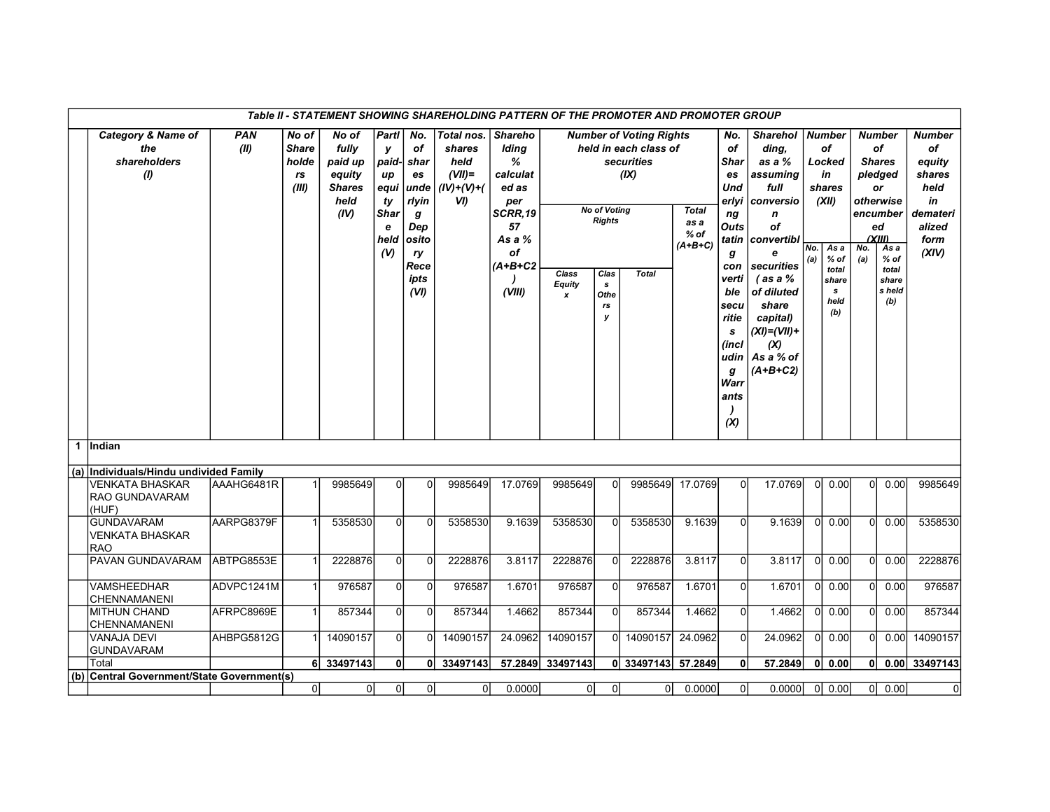| | Table II - STATEMENT SHOWING SHAREHOLDING PATTERN OF THE PROMOTER AND PROMOTER GROUP | | | | | | | | | | | | | | | | | | | |
|---|---|---|---|---|---|---|---|---|---|---|---|---|---|---|---|---|---|---|---|---|
| | Category & Name of the shareholders (I) | PAN (II) | No of Shareholders (III) | No of fully paid up equity Shares held (IV) | Partly paid-up equity Share held (V) | No. of shares underlying Depository Receipts (VI) | Total nos. shares held (VII)= (IV)+(V)+(VI) | Shareholding % calculated as per SCRR,1957 As a % of (A+B+C2) (VIII) | Number of Voting Rights held in each class of securities (IX) | | | | No. of Shares Underlying Outstating convertible securities (including Warrants) (X) | Shareholding, as a % assuming full conversion of convertible securities ( as a % of diluted share capital) (XI)=(VII)+(X) As a % of (A+B+C2) | Number of Locked in shares (XII) | | Number of Shares pledged or otherwise encumbered (XIII) | | Number of equity shares held in dematerialized form (XIV) |
| | | | | | | | | | No of Voting Rights | | | Total as a % of (A+B+C) | | | No. (a) | As a % of total shares held (b) | No. (a) | As a % of total shares held (b) | |
| | | | | | | | | | Class Equity x | Class Others y | Total | | | | | | | | |
| 1 | Indian | | | | | | | | | | | | | | | | | | |
| (a) | Individuals/Hindu undivided Family | | | | | | | | | | | | | | | | | | |
| | VENKATA BHASKAR RAO GUNDAVARAM (HUF) | AAAHG6481R | 1 | 9985649 | 0 | 0 | 9985649 | 17.0769 | 9985649 | 0 | 9985649 | 17.0769 | 0 | 17.0769 | 0 | 0.00 | 0 | 0.00 | 9985649 |
| | GUNDAVARAM VENKATA BHASKAR RAO | AARPG8379F | 1 | 5358530 | 0 | 0 | 5358530 | 9.1639 | 5358530 | 0 | 5358530 | 9.1639 | 0 | 9.1639 | 0 | 0.00 | 0 | 0.00 | 5358530 |
| | PAVAN GUNDAVARAM | ABTPG8553E | 1 | 2228876 | 0 | 0 | 2228876 | 3.8117 | 2228876 | 0 | 2228876 | 3.8117 | 0 | 3.8117 | 0 | 0.00 | 0 | 0.00 | 2228876 |
| | VAMSHEEDHAR CHENNAMANENI | ADVPC1241M | 1 | 976587 | 0 | 0 | 976587 | 1.6701 | 976587 | 0 | 976587 | 1.6701 | 0 | 1.6701 | 0 | 0.00 | 0 | 0.00 | 976587 |
| | MITHUN CHAND CHENNAMANENI | AFRPC8969E | 1 | 857344 | 0 | 0 | 857344 | 1.4662 | 857344 | 0 | 857344 | 1.4662 | 0 | 1.4662 | 0 | 0.00 | 0 | 0.00 | 857344 |
| | VANAJA DEVI GUNDAVARAM | AHBPG5812G | 1 | 14090157 | 0 | 0 | 14090157 | 24.0962 | 14090157 | 0 | 14090157 | 24.0962 | 0 | 24.0962 | 0 | 0.00 | 0 | 0.00 | 14090157 |
| | **Total** | | **6** | **33497143** | **0** | **0** | **33497143** | **57.2849** | **33497143** | **0** | **33497143** | **57.2849** | **0** | **57.2849** | **0** | **0.00** | **0** | **0.00** | **33497143** |
| (b) | Central Government/State Government(s) | | | | | | | | | | | | | | | | | | |
| | | | 0 | 0 | 0 | 0 | 0 | 0.0000 | 0 | 0 | 0 | 0.0000 | 0 | 0.0000 | 0 | 0.00 | 0 | 0.00 | 0 |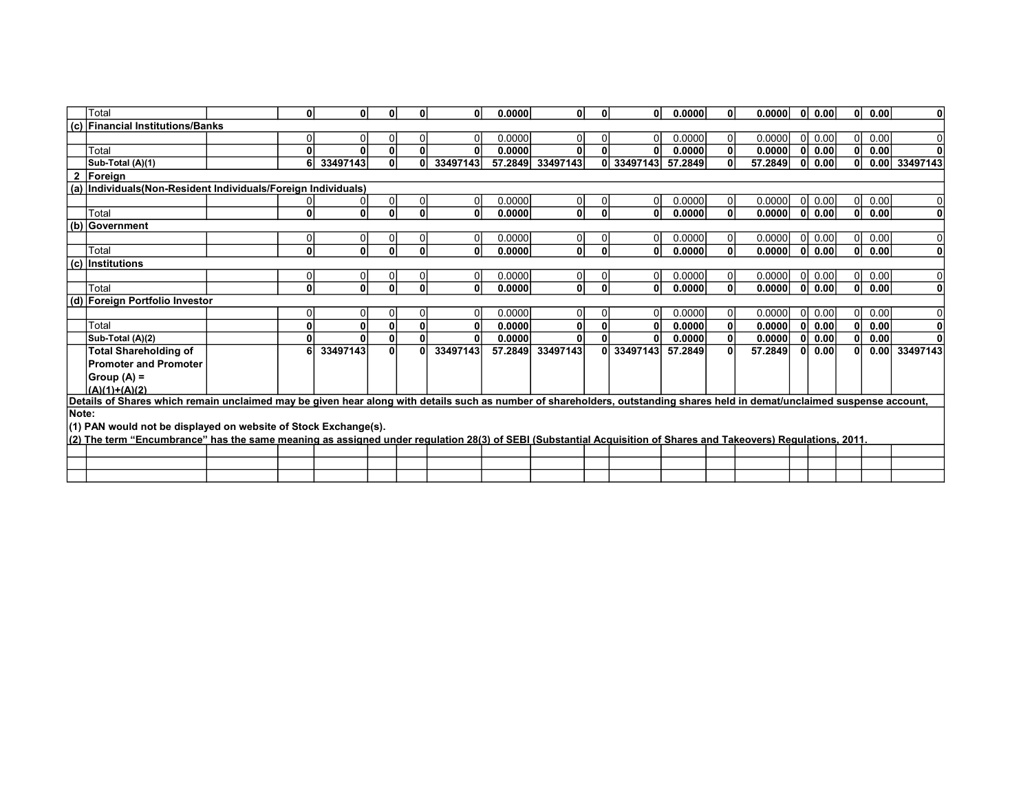|  |  |  |  |  |  |  |  |  |  |  |  |  |  |  |  |  |  |  |  |
|---|---|---|---|---|---|---|---|---|---|---|---|---|---|---|---|---|---|---|---|
|  | Total |  | **0** | **0** | **0** | **0** | **0** | **0.0000** | **0** | **0** | **0** | **0.0000** | **0** | **0.0000** | **0** | **0.00** | **0** | **0.00** | **0** |
| (c) | **Financial Institutions/Banks** |  |  |  |  |  |  |  |  |  |  |  |  |  |  |  |  |  |  |
|  |  |  | 0 | 0 | 0 | 0 | 0 | 0.0000 | 0 | 0 | 0 | 0.0000 | 0 | 0.0000 | 0 | 0.00 | 0 | 0.00 | 0 |
|  | Total |  | **0** | **0** | **0** | **0** | **0** | **0.0000** | **0** | **0** | **0** | **0.0000** | **0** | **0.0000** | **0** | **0.00** | **0** | **0.00** | **0** |
|  | **Sub-Total (A)(1)** |  | **6** | **33497143** | **0** | **0** | **33497143** | **57.2849** | **33497143** | **0** | **33497143** | **57.2849** | **0** | **57.2849** | **0** | **0.00** | **0** | **0.00** | **33497143** |
| **2** | **Foreign** |  |  |  |  |  |  |  |  |  |  |  |  |  |  |  |  |  |  |
| (a) | **Individuals(Non-Resident Individuals/Foreign Individuals)** |  |  |  |  |  |  |  |  |  |  |  |  |  |  |  |  |  |  |
|  |  |  | 0 | 0 | 0 | 0 | 0 | 0.0000 | 0 | 0 | 0 | 0.0000 | 0 | 0.0000 | 0 | 0.00 | 0 | 0.00 | 0 |
|  | Total |  | **0** | **0** | **0** | **0** | **0** | **0.0000** | **0** | **0** | **0** | **0.0000** | **0** | **0.0000** | **0** | **0.00** | **0** | **0.00** | **0** |
| (b) | **Government** |  |  |  |  |  |  |  |  |  |  |  |  |  |  |  |  |  |  |
|  |  |  | 0 | 0 | 0 | 0 | 0 | 0.0000 | 0 | 0 | 0 | 0.0000 | 0 | 0.0000 | 0 | 0.00 | 0 | 0.00 | 0 |
|  | Total |  | **0** | **0** | **0** | **0** | **0** | **0.0000** | **0** | **0** | **0** | **0.0000** | **0** | **0.0000** | **0** | **0.00** | **0** | **0.00** | **0** |
| (c) | **Institutions** |  |  |  |  |  |  |  |  |  |  |  |  |  |  |  |  |  |  |
|  |  |  | 0 | 0 | 0 | 0 | 0 | 0.0000 | 0 | 0 | 0 | 0.0000 | 0 | 0.0000 | 0 | 0.00 | 0 | 0.00 | 0 |
|  | Total |  | **0** | **0** | **0** | **0** | **0** | **0.0000** | **0** | **0** | **0** | **0.0000** | **0** | **0.0000** | **0** | **0.00** | **0** | **0.00** | **0** |
| (d) | **Foreign Portfolio Investor** |  |  |  |  |  |  |  |  |  |  |  |  |  |  |  |  |  |  |
|  |  |  | 0 | 0 | 0 | 0 | 0 | 0.0000 | 0 | 0 | 0 | 0.0000 | 0 | 0.0000 | 0 | 0.00 | 0 | 0.00 | 0 |
|  | Total |  | **0** | **0** | **0** | **0** | **0** | **0.0000** | **0** | **0** | **0** | **0.0000** | **0** | **0.0000** | **0** | **0.00** | **0** | **0.00** | **0** |
|  | **Sub-Total (A)(2)** |  | **0** | **0** | **0** | **0** | **0** | **0.0000** | **0** | **0** | **0** | **0.0000** | **0** | **0.0000** | **0** | **0.00** | **0** | **0.00** | **0** |
|  | **Total Shareholding of Promoter and Promoter Group (A) = (A)(1)+(A)(2)** |  | **6** | **33497143** | **0** | **0** | **33497143** | **57.2849** | **33497143** | **0** | **33497143** | **57.2849** | **0** | **57.2849** | **0** | **0.00** | **0** | **0.00** | **33497143** |

**Details of Shares which remain unclaimed may be given hear along with details such as number of shareholders, outstanding shares held in demat/unclaimed suspense account,**

**Note:**

**(1) PAN would not be displayed on website of Stock Exchange(s).**

**(2) The term "Encumbrance" has the same meaning as assigned under regulation 28(3) of SEBI (Substantial Acquisition of Shares and Takeovers) Regulations, 2011.**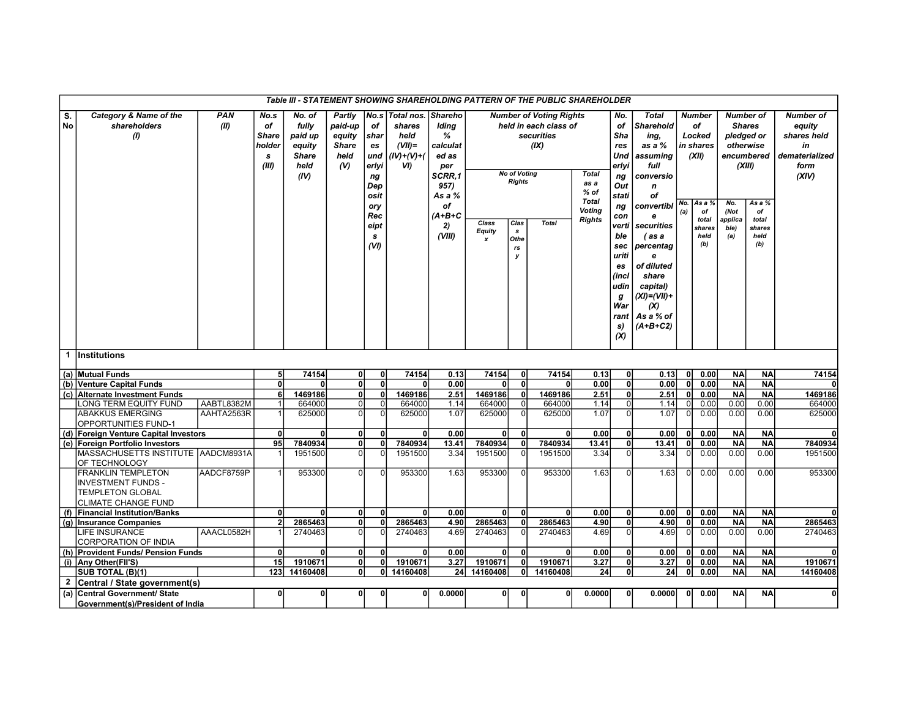**Table III - STATEMENT SHOWING SHAREHOLDING PATTERN OF THE PUBLIC SHAREHOLDER**

| S. No | Category & Name of the shareholders (I) | PAN (II) | No.s of Shareholders (III) | No. of fully paid up equity Share held (IV) | Partly paid-up equity Share held (V) | No.s of shares underlying Depository Receipts (VI) | Total nos. shares held (VII)= (IV)+(V)+(VI) | Shareholding % calculated as per SCRR,1957) As a % of (A+B+C2) (VIII) | Number of Voting Rights held in each class of securities (IX) | | | | No. of Shares Underlying Outstanding convertible securities (including Warrants) (X) | Total Shareholding, as a % assuming full conversion of convertible securities ( as a percentage of diluted share capital) (XI)=(VII)+(X) As a % of (A+B+C2) | Number of Locked in shares (XII) | | Number of Shares pledged or otherwise encumbered (XIII) | | Number of equity shares held in dematerialized form (XIV) |
|---|---|---|---|---|---|---|---|---|---|---|---|---|---|---|---|---|---|---|---|
| | | | | | | | | | No of Voting Rights | | | Total as a % of Total Voting Rights | | | No. (a) | As a % of total shares held (b) | No. (Not applicable) (a) | As a % of total shares held (b) | |
| | | | | | | | | | Class Equity x | Class Others y | Total | | | | | | | | |
| **1** | **Institutions** | | | | | | | | | | | | | | | | | | |
| **(a)** | **Mutual Funds** | | **5** | **74154** | **0** | **0** | **74154** | **0.13** | **74154** | **0** | **74154** | **0.13** | **0** | **0.13** | **0** | **0.00** | **NA** | **NA** | **74154** |
| **(b)** | **Venture Capital Funds** | | **0** | **0** | **0** | **0** | **0** | **0.00** | **0** | **0** | **0** | **0.00** | **0** | **0.00** | **0** | **0.00** | **NA** | **NA** | **0** |
| **(c)** | **Alternate Investment Funds** | | **6** | **1469186** | **0** | **0** | **1469186** | **2.51** | **1469186** | **0** | **1469186** | **2.51** | **0** | **2.51** | **0** | **0.00** | **NA** | **NA** | **1469186** |
| | LONG TERM EQUITY FUND | AABTL8382M | 1 | 664000 | 0 | 0 | 664000 | 1.14 | 664000 | 0 | 664000 | 1.14 | 0 | 1.14 | 0 | 0.00 | 0.00 | 0.00 | 664000 |
| | ABAKKUS EMERGING OPPORTUNITIES FUND-1 | AAHTA2563R | 1 | 625000 | 0 | 0 | 625000 | 1.07 | 625000 | 0 | 625000 | 1.07 | 0 | 1.07 | 0 | 0.00 | 0.00 | 0.00 | 625000 |
| **(d)** | **Foreign Venture Capital Investors** | | **0** | **0** | **0** | **0** | **0** | **0.00** | **0** | **0** | **0** | **0.00** | **0** | **0.00** | **0** | **0.00** | **NA** | **NA** | **0** |
| **(e)** | **Foreign Portfolio Investors** | | **95** | **7840934** | **0** | **0** | **7840934** | **13.41** | **7840934** | **0** | **7840934** | **13.41** | **0** | **13.41** | **0** | **0.00** | **NA** | **NA** | **7840934** |
| | MASSACHUSETTS INSTITUTE OF TECHNOLOGY | AADCM8931A | 1 | 1951500 | 0 | 0 | 1951500 | 3.34 | 1951500 | 0 | 1951500 | 3.34 | 0 | 3.34 | 0 | 0.00 | 0.00 | 0.00 | 1951500 |
| | FRANKLIN TEMPLETON INVESTMENT FUNDS - TEMPLETON GLOBAL CLIMATE CHANGE FUND | AADCF8759P | 1 | 953300 | 0 | 0 | 953300 | 1.63 | 953300 | 0 | 953300 | 1.63 | 0 | 1.63 | 0 | 0.00 | 0.00 | 0.00 | 953300 |
| **(f)** | **Financial Institution/Banks** | | **0** | **0** | **0** | **0** | **0** | **0.00** | **0** | **0** | **0** | **0.00** | **0** | **0.00** | **0** | **0.00** | **NA** | **NA** | **0** |
| **(g)** | **Insurance Companies** | | **2** | **2865463** | **0** | **0** | **2865463** | **4.90** | **2865463** | **0** | **2865463** | **4.90** | **0** | **4.90** | **0** | **0.00** | **NA** | **NA** | **2865463** |
| | LIFE INSURANCE CORPORATION OF INDIA | AAACL0582H | 1 | 2740463 | 0 | 0 | 2740463 | 4.69 | 2740463 | 0 | 2740463 | 4.69 | 0 | 4.69 | 0 | 0.00 | 0.00 | 0.00 | 2740463 |
| **(h)** | **Provident Funds/ Pension Funds** | | **0** | **0** | **0** | **0** | **0** | **0.00** | **0** | **0** | **0** | **0.00** | **0** | **0.00** | **0** | **0.00** | **NA** | **NA** | **0** |
| **(i)** | **Any Other(FII'S)** | | **15** | **1910671** | **0** | **0** | **1910671** | **3.27** | **1910671** | **0** | **1910671** | **3.27** | **0** | **3.27** | **0** | **0.00** | **NA** | **NA** | **1910671** |
| | **SUB TOTAL (B)(1)** | | **123** | **14160408** | **0** | **0** | **14160408** | **24** | **14160408** | **0** | **14160408** | **24** | **0** | **24** | **0** | **0.00** | **NA** | **NA** | **14160408** |
| **2** | **Central / State government(s)** | | | | | | | | | | | | | | | | | | |
| **(a)** | **Central Government/ State Government(s)/President of India** | | **0** | **0** | **0** | **0** | **0** | **0.0000** | **0** | **0** | **0** | **0.0000** | **0** | **0.0000** | **0** | **0.00** | **NA** | **NA** | **0** |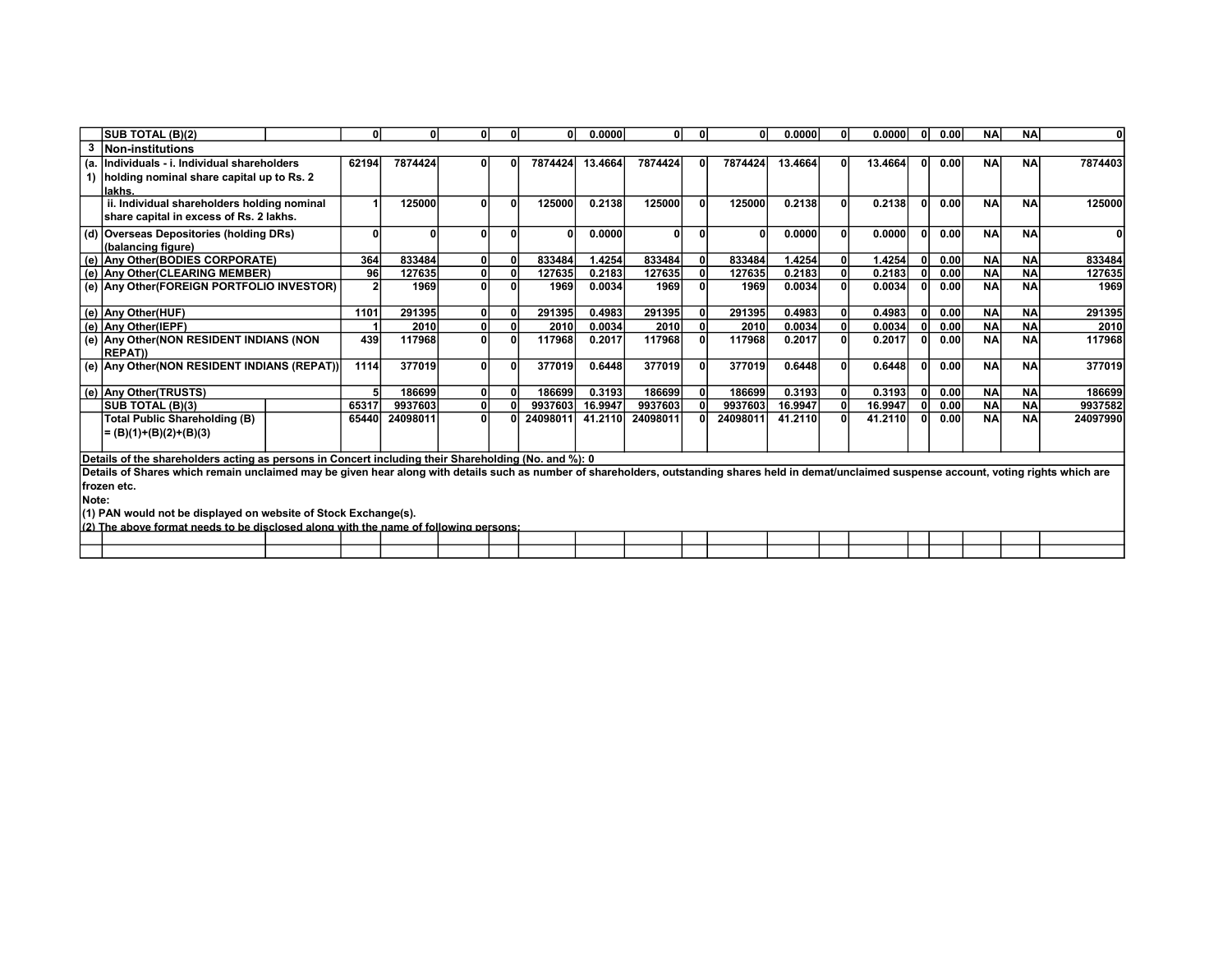| | SUB TOTAL (B)(2) | | 0 | 0 | 0 | 0 | 0 | 0.0000 | 0 | 0 | 0 | 0.0000 | 0 | 0.0000 | 0 | 0.00 | NA | NA | 0 |
|---|---|---|---|---|---|---|---|---|---|---|---|---|---|---|---|---|---|---|---|
| 3 | **Non-institutions** | | | | | | | | | | | | | | | | | | |
| (a. 1) | Individuals - i. Individual shareholders holding nominal share capital up to Rs. 2 lakhs. | | 62194 | 7874424 | 0 | 0 | 7874424 | 13.4664 | 7874424 | 0 | 7874424 | 13.4664 | 0 | 13.4664 | 0 | 0.00 | NA | NA | 7874403 |
| | ii. Individual shareholders holding nominal share capital in excess of Rs. 2 lakhs. | | 1 | 125000 | 0 | 0 | 125000 | 0.2138 | 125000 | 0 | 125000 | 0.2138 | 0 | 0.2138 | 0 | 0.00 | NA | NA | 125000 |
| (d) | Overseas Depositories (holding DRs) (balancing figure) | | 0 | 0 | 0 | 0 | 0 | 0.0000 | 0 | 0 | 0 | 0.0000 | 0 | 0.0000 | 0 | 0.00 | NA | NA | 0 |
| (e) | Any Other(BODIES CORPORATE) | | 364 | 833484 | 0 | 0 | 833484 | 1.4254 | 833484 | 0 | 833484 | 1.4254 | 0 | 1.4254 | 0 | 0.00 | NA | NA | 833484 |
| (e) | Any Other(CLEARING MEMBER) | | 96 | 127635 | 0 | 0 | 127635 | 0.2183 | 127635 | 0 | 127635 | 0.2183 | 0 | 0.2183 | 0 | 0.00 | NA | NA | 127635 |
| (e) | Any Other(FOREIGN PORTFOLIO INVESTOR) | | 2 | 1969 | 0 | 0 | 1969 | 0.0034 | 1969 | 0 | 1969 | 0.0034 | 0 | 0.0034 | 0 | 0.00 | NA | NA | 1969 |
| (e) | Any Other(HUF) | | 1101 | 291395 | 0 | 0 | 291395 | 0.4983 | 291395 | 0 | 291395 | 0.4983 | 0 | 0.4983 | 0 | 0.00 | NA | NA | 291395 |
| (e) | Any Other(IEPF) | | 1 | 2010 | 0 | 0 | 2010 | 0.0034 | 2010 | 0 | 2010 | 0.0034 | 0 | 0.0034 | 0 | 0.00 | NA | NA | 2010 |
| (e) | Any Other(NON RESIDENT INDIANS (NON REPAT)) | | 439 | 117968 | 0 | 0 | 117968 | 0.2017 | 117968 | 0 | 117968 | 0.2017 | 0 | 0.2017 | 0 | 0.00 | NA | NA | 117968 |
| (e) | Any Other(NON RESIDENT INDIANS (REPAT)) | | 1114 | 377019 | 0 | 0 | 377019 | 0.6448 | 377019 | 0 | 377019 | 0.6448 | 0 | 0.6448 | 0 | 0.00 | NA | NA | 377019 |
| (e) | Any Other(TRUSTS) | | 5 | 186699 | 0 | 0 | 186699 | 0.3193 | 186699 | 0 | 186699 | 0.3193 | 0 | 0.3193 | 0 | 0.00 | NA | NA | 186699 |
| | SUB TOTAL (B)(3) | | 65317 | 9937603 | 0 | 0 | 9937603 | 16.9947 | 9937603 | 0 | 9937603 | 16.9947 | 0 | 16.9947 | 0 | 0.00 | NA | NA | 9937582 |
| | Total Public Shareholding (B) = (B)(1)+(B)(2)+(B)(3) | | 65440 | 24098011 | 0 | 0 | 24098011 | 41.2110 | 24098011 | 0 | 24098011 | 41.2110 | 0 | 41.2110 | 0 | 0.00 | NA | NA | 24097990 |

Details of the shareholders acting as persons in Concert including their Shareholding (No. and %): 0

Details of Shares which remain unclaimed may be given hear along with details such as number of shareholders, outstanding shares held in demat/unclaimed suspense account, voting rights which are frozen etc.

Note:

(1) PAN would not be displayed on website of Stock Exchange(s).

(2) The above format needs to be disclosed along with the name of following persons: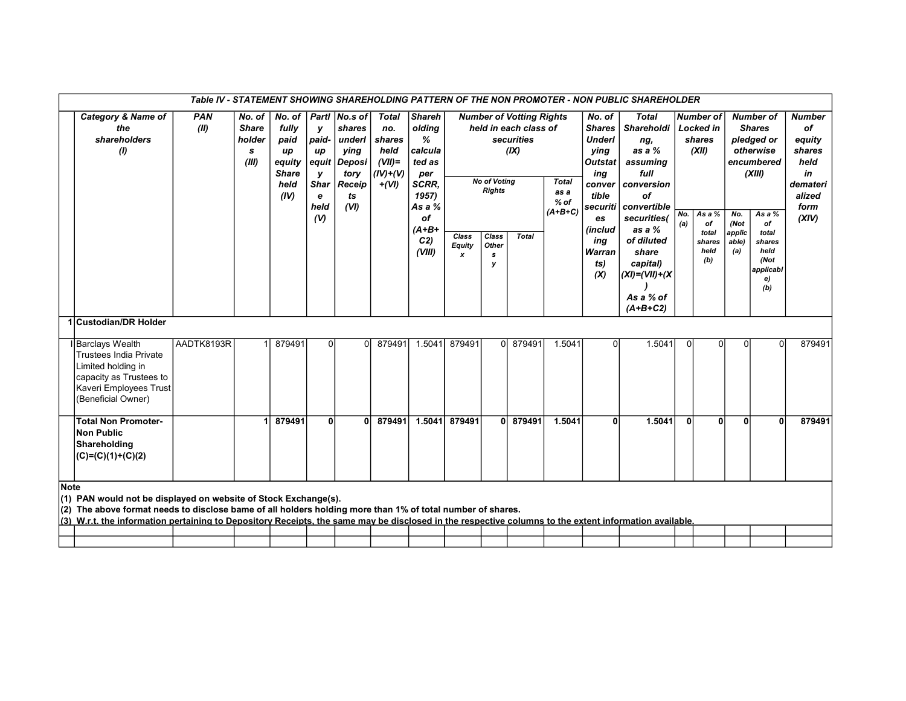| | Table IV - STATEMENT SHOWING SHAREHOLDING PATTERN OF THE NON PROMOTER - NON PUBLIC SHAREHOLDER | | | | | | | | | | | | | | | | | | |
|---|---|---|---|---|---|---|---|---|---|---|---|---|---|---|---|---|---|---|---|
| | Category & Name of the shareholders (I) | PAN (II) | No. of Shareholders (III) | No. of fully paid up equity Share held (IV) | Partly paid-up equity Share held (V) | No.s of shares underlying Depository Receipts (VI) | Total no. shares held (VII)= (IV)+(V)+(VI) | Shareholding % calculated as per SCRR, 1957) As a % of (A+B+C2) (VIII) | Number of Votting Rights held in each class of securities (IX) | | | | No. of Shares Underlying Outstating convertible securities (including Warrants) (X) | Total Shareholding, as a % assuming full conversion of convertible securities( as a % of diluted share capital) (XI)=(VII)+(X) As a % of (A+B+C2) | Number of Locked in shares (XII) | | Number of Shares pledged or otherwise encumbered (XIII) | | Number of equity shares held in dematerialized form (XIV) |
| | | | | | | | | | No of Voting Rights | | | Total as a % of (A+B+C) | | | | | | | |
| | | | | | | | | | Class Equity x | Class Others y | Total | | | | No. (a) | As a % of total shares held (b) | No. (Not applicable) (a) | As a % of total shares held (Not applicable) (b) | |
| 1 | **Custodian/DR Holder** | | | | | | | | | | | | | | | | | | |
| I | Barclays Wealth Trustees India Private Limited holding in capacity as Trustees to Kaveri Employees Trust (Beneficial Owner) | AADTK8193R | 1 | 879491 | 0 | 0 | 879491 | 1.5041 | 879491 | 0 | 879491 | 1.5041 | 0 | 1.5041 | 0 | 0 | 0 | 0 | 879491 |
| | **Total Non Promoter- Non Public Shareholding (C)=(C)(1)+(C)(2)** | | **1** | **879491** | **0** | **0** | **879491** | **1.5041** | **879491** | **0** | **879491** | **1.5041** | **0** | **1.5041** | **0** | **0** | **0** | **0** | **879491** |

**Note**

**(1) PAN would not be displayed on website of Stock Exchange(s).**

**(2) The above format needs to disclose bame of all holders holding more than 1% of total number of shares.**

**(3) W.r.t. the information pertaining to Depository Receipts, the same may be disclosed in the respective columns to the extent information available.**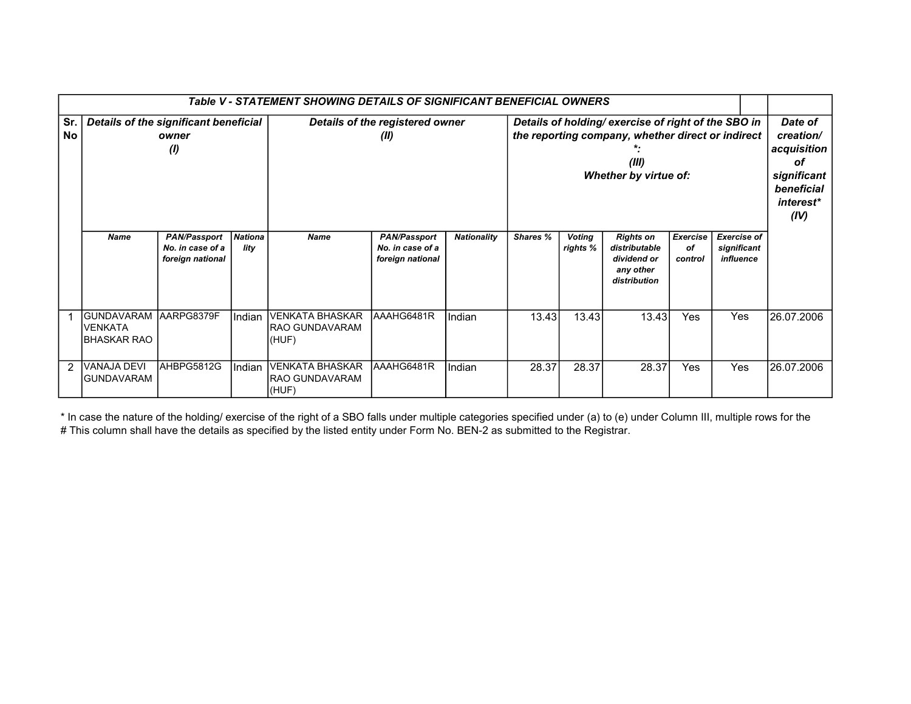| Table V - STATEMENT SHOWING DETAILS OF SIGNIFICANT BENEFICIAL OWNERS | | | | | | | | | | | | | |
|---|---|---|---|---|---|---|---|---|---|---|---|---|---|
| Sr. No | Details of the significant beneficial owner (I) | | | Details of the registered owner (II) | | | Details of holding/ exercise of right of the SBO in the reporting company, whether direct or indirect *: (III) Whether by virtue of: | | | | | Date of creation/ acquisition of significant beneficial interest* (IV) |
| | Name | PAN/Passport No. in case of a foreign national | Nationality | Name | PAN/Passport No. in case of a foreign national | Nationality | Shares % | Voting rights % | Rights on distributable dividend or any other distribution | Exercise of control | Exercise of significant influence | |
| 1 | GUNDAVARAM VENKATA BHASKAR RAO | AARPG8379F | Indian | VENKATA BHASKAR RAO GUNDAVARAM (HUF) | AAAHG6481R | Indian | 13.43 | 13.43 | 13.43 | Yes | Yes | 26.07.2006 |
| 2 | VANAJA DEVI GUNDAVARAM | AHBPG5812G | Indian | VENKATA BHASKAR RAO GUNDAVARAM (HUF) | AAAHG6481R | Indian | 28.37 | 28.37 | 28.37 | Yes | Yes | 26.07.2006 |

* In case the nature of the holding/ exercise of the right of a SBO falls under multiple categories specified under (a) to (e) under Column III, multiple rows for the

# This column shall have the details as specified by the listed entity under Form No. BEN-2 as submitted to the Registrar.